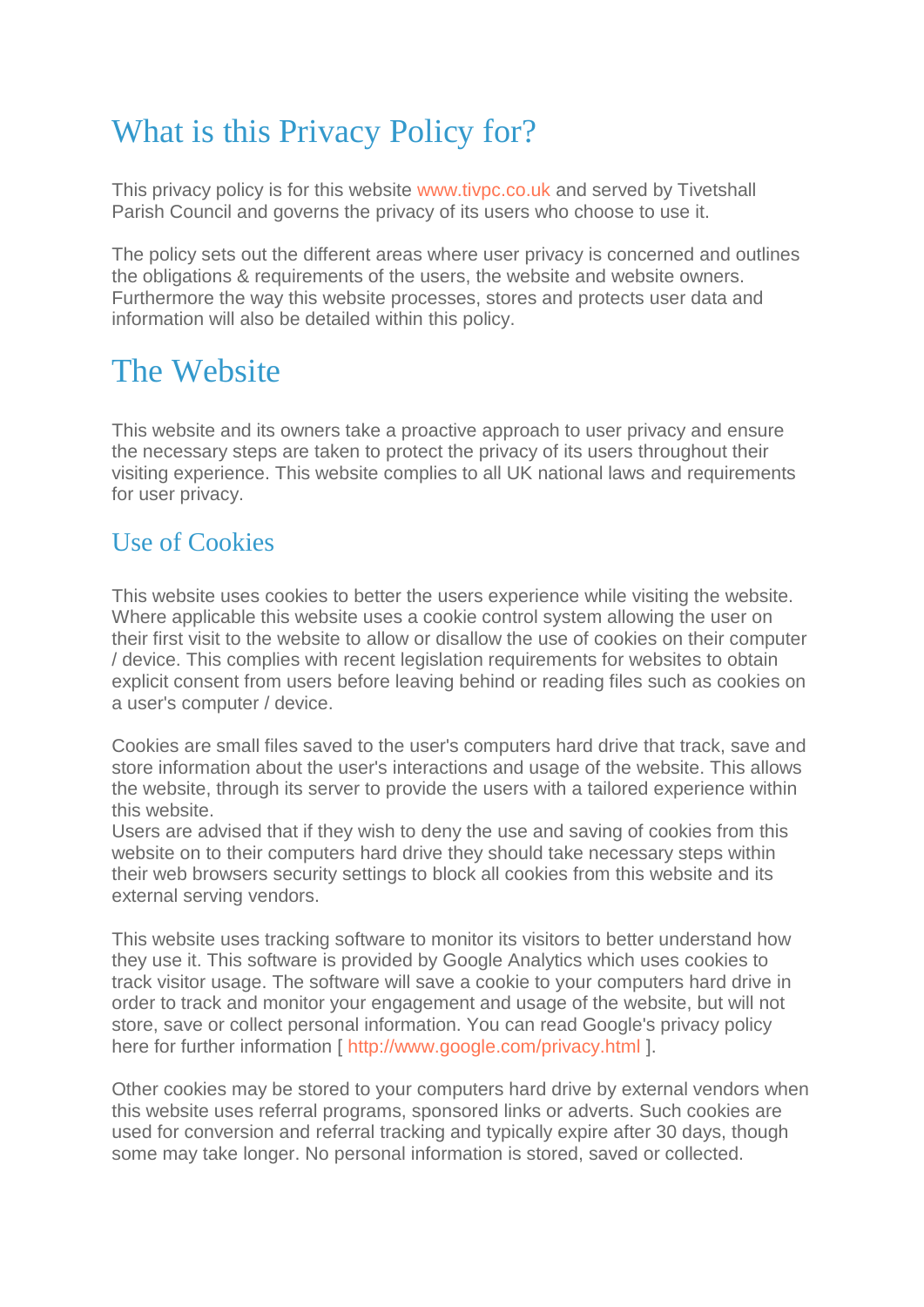# What is this Privacy Policy for?

This privacy policy is for this website www.tivpc.co.uk and served by Tivetshall Parish Council and governs the privacy of its users who choose to use it.

The policy sets out the different areas where user privacy is concerned and outlines the obligations & requirements of the users, the website and website owners. Furthermore the way this website processes, stores and protects user data and information will also be detailed within this policy.

# The Website

This website and its owners take a proactive approach to user privacy and ensure the necessary steps are taken to protect the privacy of its users throughout their visiting experience. This website complies to all UK national laws and requirements for user privacy.

## Use of Cookies

This website uses cookies to better the users experience while visiting the website. Where applicable this website uses a cookie control system allowing the user on their first visit to the website to allow or disallow the use of cookies on their computer / device. This complies with recent legislation requirements for websites to obtain explicit consent from users before leaving behind or reading files such as cookies on a user's computer / device.

Cookies are small files saved to the user's computers hard drive that track, save and store information about the user's interactions and usage of the website. This allows the website, through its server to provide the users with a tailored experience within this website.
Users are advised that if they wish to deny the use and saving of cookies from this website on to their computers hard drive they should take necessary steps within their web browsers security settings to block all cookies from this website and its external serving vendors.

This website uses tracking software to monitor its visitors to better understand how they use it. This software is provided by Google Analytics which uses cookies to track visitor usage. The software will save a cookie to your computers hard drive in order to track and monitor your engagement and usage of the website, but will not store, save or collect personal information. You can read Google's privacy policy here for further information [ http://www.google.com/privacy.html ].

Other cookies may be stored to your computers hard drive by external vendors when this website uses referral programs, sponsored links or adverts. Such cookies are used for conversion and referral tracking and typically expire after 30 days, though some may take longer. No personal information is stored, saved or collected.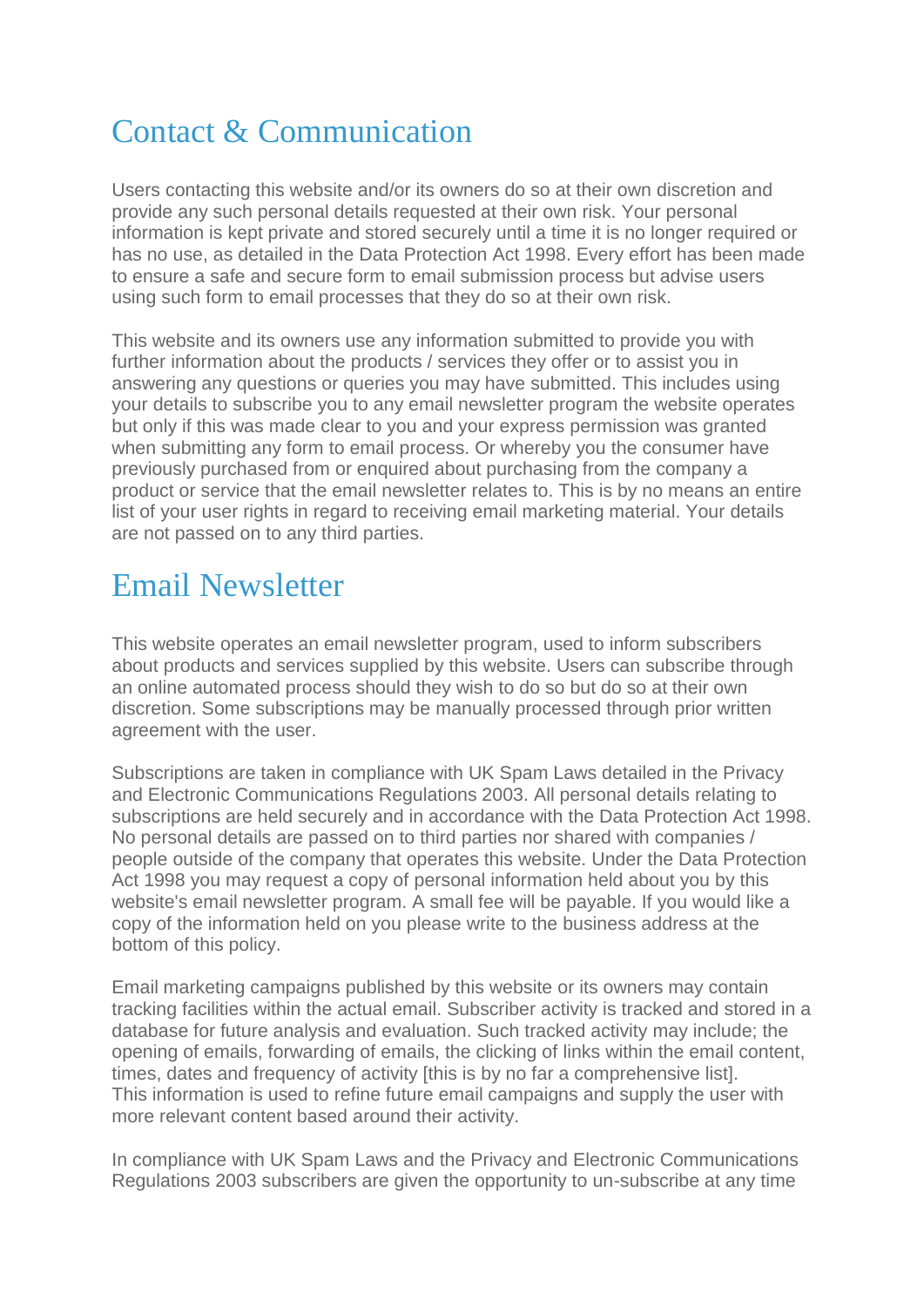## Contact & Communication

Users contacting this website and/or its owners do so at their own discretion and provide any such personal details requested at their own risk. Your personal information is kept private and stored securely until a time it is no longer required or has no use, as detailed in the Data Protection Act 1998. Every effort has been made to ensure a safe and secure form to email submission process but advise users using such form to email processes that they do so at their own risk.

This website and its owners use any information submitted to provide you with further information about the products / services they offer or to assist you in answering any questions or queries you may have submitted. This includes using your details to subscribe you to any email newsletter program the website operates but only if this was made clear to you and your express permission was granted when submitting any form to email process. Or whereby you the consumer have previously purchased from or enquired about purchasing from the company a product or service that the email newsletter relates to. This is by no means an entire list of your user rights in regard to receiving email marketing material. Your details are not passed on to any third parties.

## Email Newsletter

This website operates an email newsletter program, used to inform subscribers about products and services supplied by this website. Users can subscribe through an online automated process should they wish to do so but do so at their own discretion. Some subscriptions may be manually processed through prior written agreement with the user.

Subscriptions are taken in compliance with UK Spam Laws detailed in the Privacy and Electronic Communications Regulations 2003. All personal details relating to subscriptions are held securely and in accordance with the Data Protection Act 1998. No personal details are passed on to third parties nor shared with companies / people outside of the company that operates this website. Under the Data Protection Act 1998 you may request a copy of personal information held about you by this website's email newsletter program. A small fee will be payable. If you would like a copy of the information held on you please write to the business address at the bottom of this policy.

Email marketing campaigns published by this website or its owners may contain tracking facilities within the actual email. Subscriber activity is tracked and stored in a database for future analysis and evaluation. Such tracked activity may include; the opening of emails, forwarding of emails, the clicking of links within the email content, times, dates and frequency of activity [this is by no far a comprehensive list]. This information is used to refine future email campaigns and supply the user with more relevant content based around their activity.

In compliance with UK Spam Laws and the Privacy and Electronic Communications Regulations 2003 subscribers are given the opportunity to un-subscribe at any time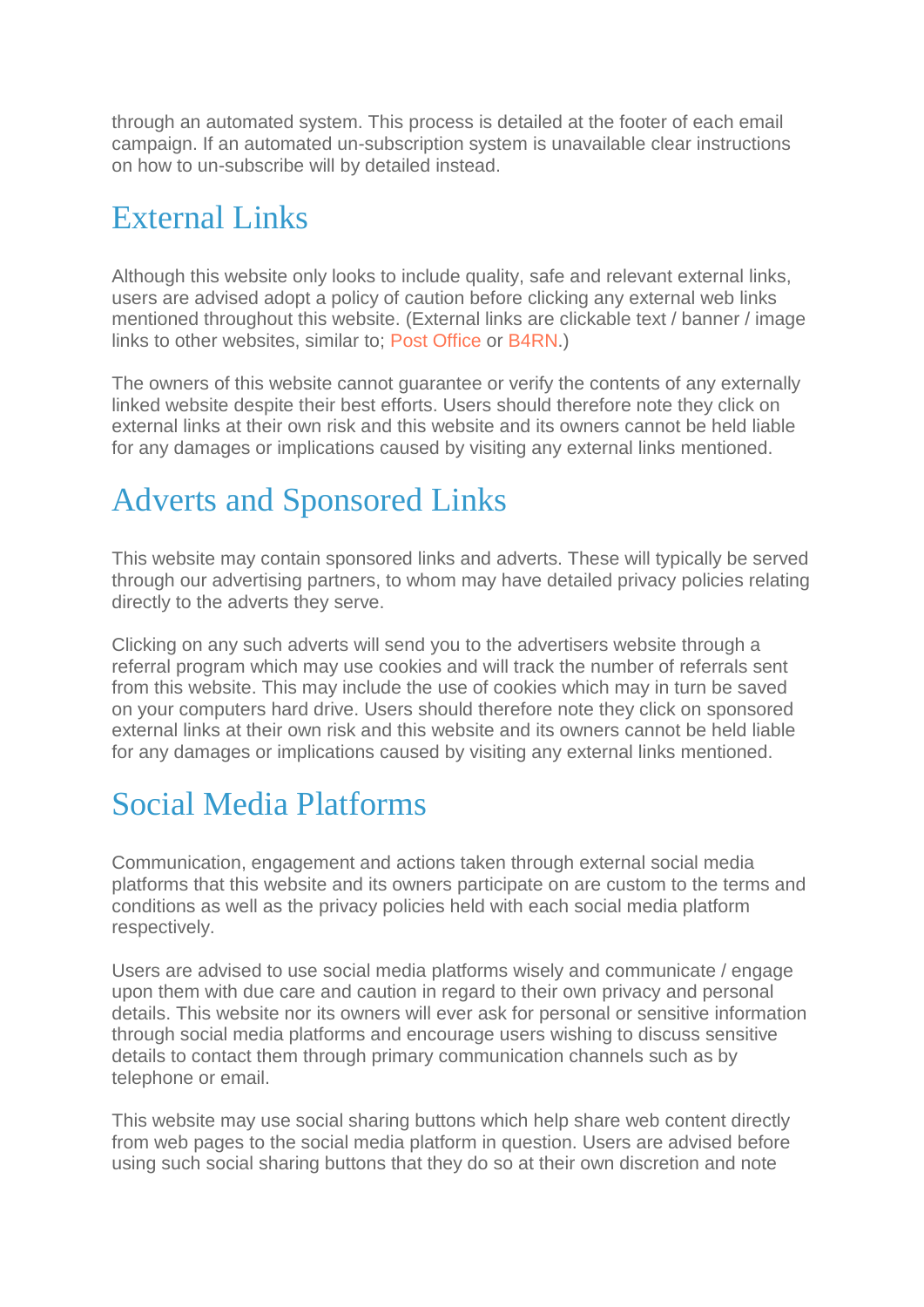through an automated system. This process is detailed at the footer of each email campaign. If an automated un-subscription system is unavailable clear instructions on how to un-subscribe will by detailed instead.

## External Links

Although this website only looks to include quality, safe and relevant external links, users are advised adopt a policy of caution before clicking any external web links mentioned throughout this website. (External links are clickable text / banner / image links to other websites, similar to; Post Office or B4RN.)

The owners of this website cannot guarantee or verify the contents of any externally linked website despite their best efforts. Users should therefore note they click on external links at their own risk and this website and its owners cannot be held liable for any damages or implications caused by visiting any external links mentioned.

## Adverts and Sponsored Links

This website may contain sponsored links and adverts. These will typically be served through our advertising partners, to whom may have detailed privacy policies relating directly to the adverts they serve.

Clicking on any such adverts will send you to the advertisers website through a referral program which may use cookies and will track the number of referrals sent from this website. This may include the use of cookies which may in turn be saved on your computers hard drive. Users should therefore note they click on sponsored external links at their own risk and this website and its owners cannot be held liable for any damages or implications caused by visiting any external links mentioned.

## Social Media Platforms

Communication, engagement and actions taken through external social media platforms that this website and its owners participate on are custom to the terms and conditions as well as the privacy policies held with each social media platform respectively.

Users are advised to use social media platforms wisely and communicate / engage upon them with due care and caution in regard to their own privacy and personal details. This website nor its owners will ever ask for personal or sensitive information through social media platforms and encourage users wishing to discuss sensitive details to contact them through primary communication channels such as by telephone or email.

This website may use social sharing buttons which help share web content directly from web pages to the social media platform in question. Users are advised before using such social sharing buttons that they do so at their own discretion and note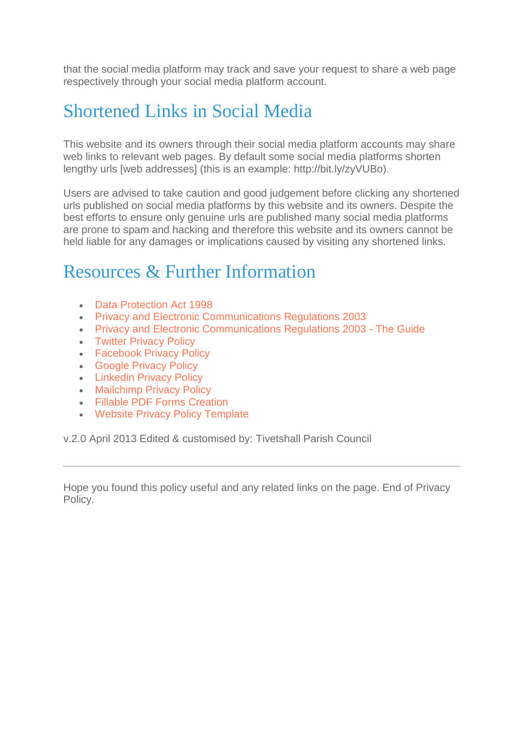that the social media platform may track and save your request to share a web page respectively through your social media platform account.

## Shortened Links in Social Media

This website and its owners through their social media platform accounts may share web links to relevant web pages. By default some social media platforms shorten lengthy urls [web addresses] (this is an example: http://bit.ly/zyVUBo).

Users are advised to take caution and good judgement before clicking any shortened urls published on social media platforms by this website and its owners. Despite the best efforts to ensure only genuine urls are published many social media platforms are prone to spam and hacking and therefore this website and its owners cannot be held liable for any damages or implications caused by visiting any shortened links.

## Resources & Further Information

- Data Protection Act 1998
- Privacy and Electronic Communications Regulations 2003
- Privacy and Electronic Communications Regulations 2003 - The Guide
- Twitter Privacy Policy
- Facebook Privacy Policy
- Google Privacy Policy
- Linkedin Privacy Policy
- Mailchimp Privacy Policy
- Fillable PDF Forms Creation
- Website Privacy Policy Template

v.2.0 April 2013 Edited & customised by: Tivetshall Parish Council

---

Hope you found this policy useful and any related links on the page. End of Privacy Policy.